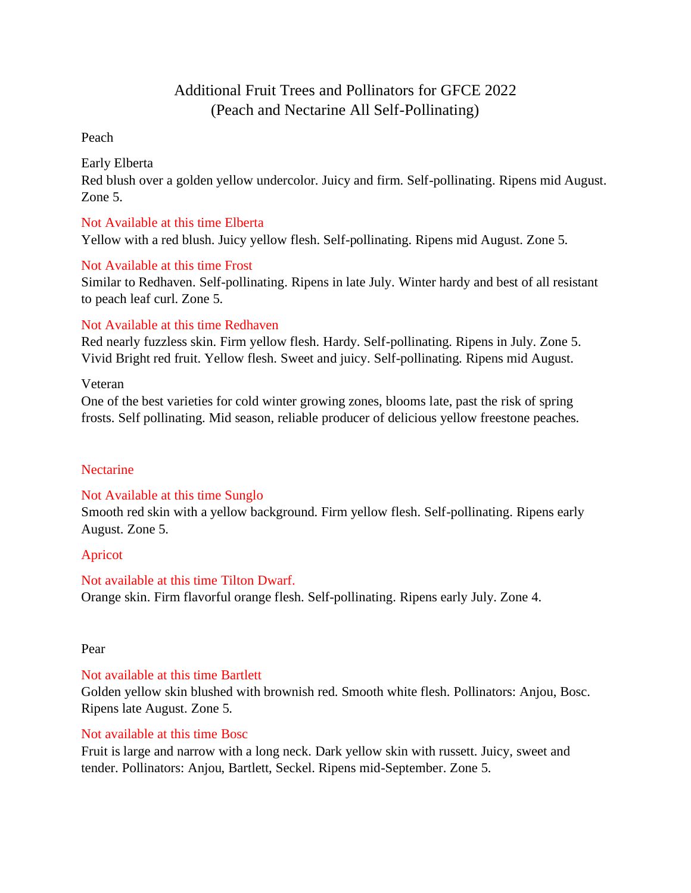# Additional Fruit Trees and Pollinators for GFCE 2022
## (Peach and Nectarine All Self-Pollinating)

### Peach

Early Elberta
Red blush over a golden yellow undercolor. Juicy and firm. Self-pollinating. Ripens mid August. Zone 5.

Not Available at this time Elberta
Yellow with a red blush. Juicy yellow flesh. Self-pollinating. Ripens mid August. Zone 5.

Not Available at this time Frost
Similar to Redhaven. Self-pollinating. Ripens in late July. Winter hardy and best of all resistant to peach leaf curl. Zone 5.

Not Available at this time Redhaven
Red nearly fuzzless skin. Firm yellow flesh. Hardy. Self-pollinating. Ripens in July. Zone 5. Vivid Bright red fruit. Yellow flesh. Sweet and juicy. Self-pollinating. Ripens mid August.

Veteran
One of the best varieties for cold winter growing zones, blooms late, past the risk of spring frosts. Self pollinating. Mid season, reliable producer of delicious yellow freestone peaches.

### Nectarine

Not Available at this time Sunglo
Smooth red skin with a yellow background. Firm yellow flesh. Self-pollinating. Ripens early August. Zone 5.

### Apricot

Not available at this time Tilton Dwarf.
Orange skin. Firm flavorful orange flesh. Self-pollinating. Ripens early July. Zone 4.

### Pear

Not available at this time Bartlett
Golden yellow skin blushed with brownish red. Smooth white flesh. Pollinators: Anjou, Bosc. Ripens late August. Zone 5.

Not available at this time Bosc
Fruit is large and narrow with a long neck. Dark yellow skin with russett. Juicy, sweet and tender. Pollinators: Anjou, Bartlett, Seckel. Ripens mid-September. Zone 5.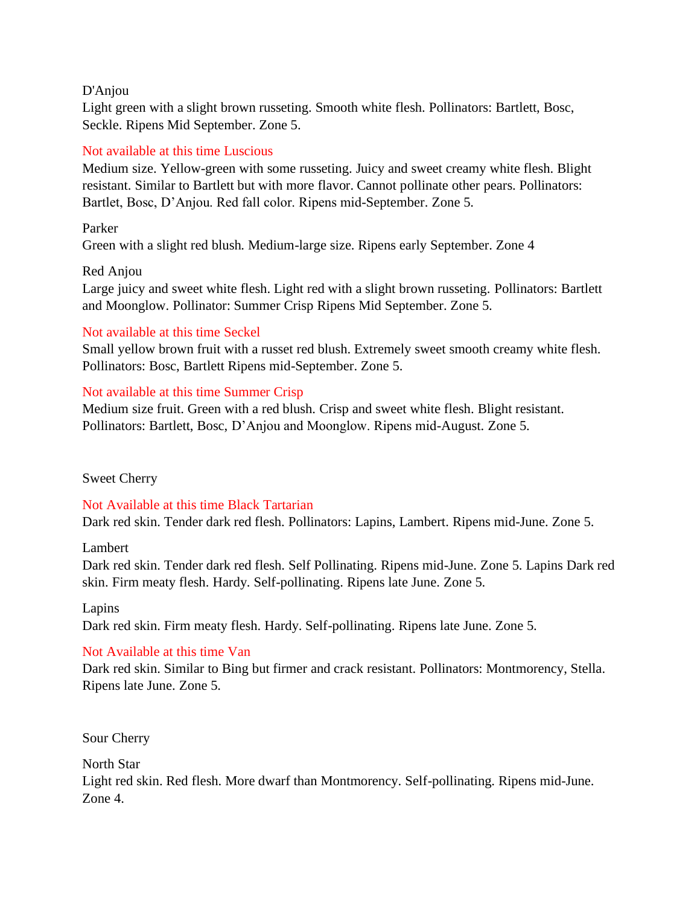D'Anjou

Light green with a slight brown russeting. Smooth white flesh. Pollinators: Bartlett, Bosc, Seckle. Ripens Mid September. Zone 5.

Not available at this time Luscious

Medium size. Yellow-green with some russeting. Juicy and sweet creamy white flesh. Blight resistant. Similar to Bartlett but with more flavor. Cannot pollinate other pears. Pollinators: Bartlet, Bosc, D'Anjou. Red fall color. Ripens mid-September. Zone 5.

Parker

Green with a slight red blush. Medium-large size. Ripens early September. Zone 4

Red Anjou

Large juicy and sweet white flesh. Light red with a slight brown russeting. Pollinators: Bartlett and Moonglow. Pollinator: Summer Crisp Ripens Mid September. Zone 5.

Not available at this time Seckel

Small yellow brown fruit with a russet red blush. Extremely sweet smooth creamy white flesh. Pollinators: Bosc, Bartlett Ripens mid-September. Zone 5.

Not available at this time Summer Crisp

Medium size fruit. Green with a red blush. Crisp and sweet white flesh. Blight resistant. Pollinators: Bartlett, Bosc, D'Anjou and Moonglow. Ripens mid-August. Zone 5.

Sweet Cherry

Not Available at this time Black Tartarian

Dark red skin. Tender dark red flesh. Pollinators: Lapins, Lambert. Ripens mid-June. Zone 5.

Lambert

Dark red skin. Tender dark red flesh. Self Pollinating. Ripens mid-June. Zone 5. Lapins Dark red skin. Firm meaty flesh. Hardy. Self-pollinating. Ripens late June. Zone 5.

Lapins

Dark red skin. Firm meaty flesh. Hardy. Self-pollinating. Ripens late June. Zone 5.

Not Available at this time Van

Dark red skin. Similar to Bing but firmer and crack resistant. Pollinators: Montmorency, Stella. Ripens late June. Zone 5.

Sour Cherry

North Star

Light red skin. Red flesh. More dwarf than Montmorency. Self-pollinating. Ripens mid-June. Zone 4.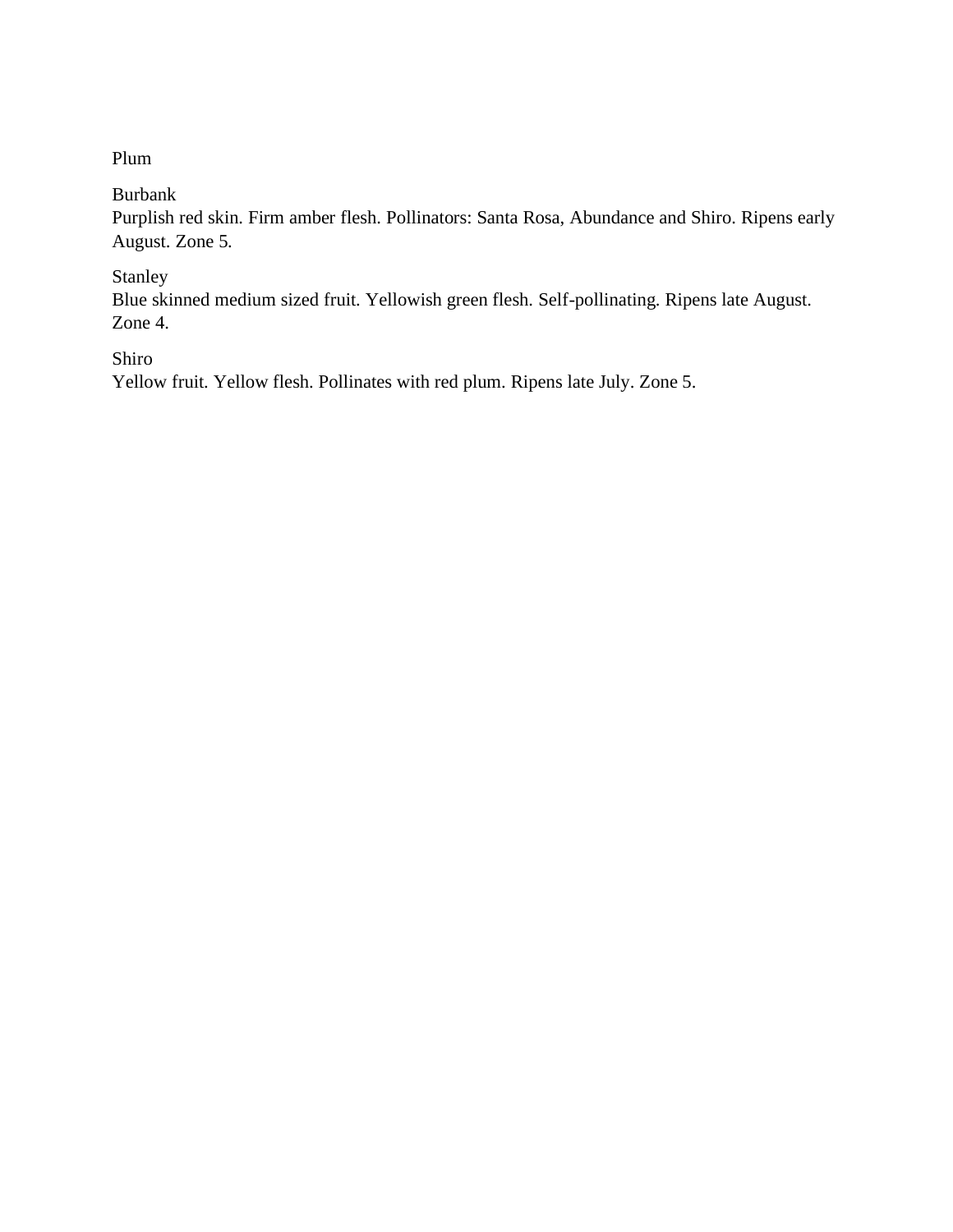Plum

Burbank
Purplish red skin. Firm amber flesh. Pollinators: Santa Rosa, Abundance and Shiro. Ripens early August. Zone 5.

Stanley
Blue skinned medium sized fruit. Yellowish green flesh. Self-pollinating. Ripens late August. Zone 4.

Shiro
Yellow fruit. Yellow flesh. Pollinates with red plum. Ripens late July. Zone 5.